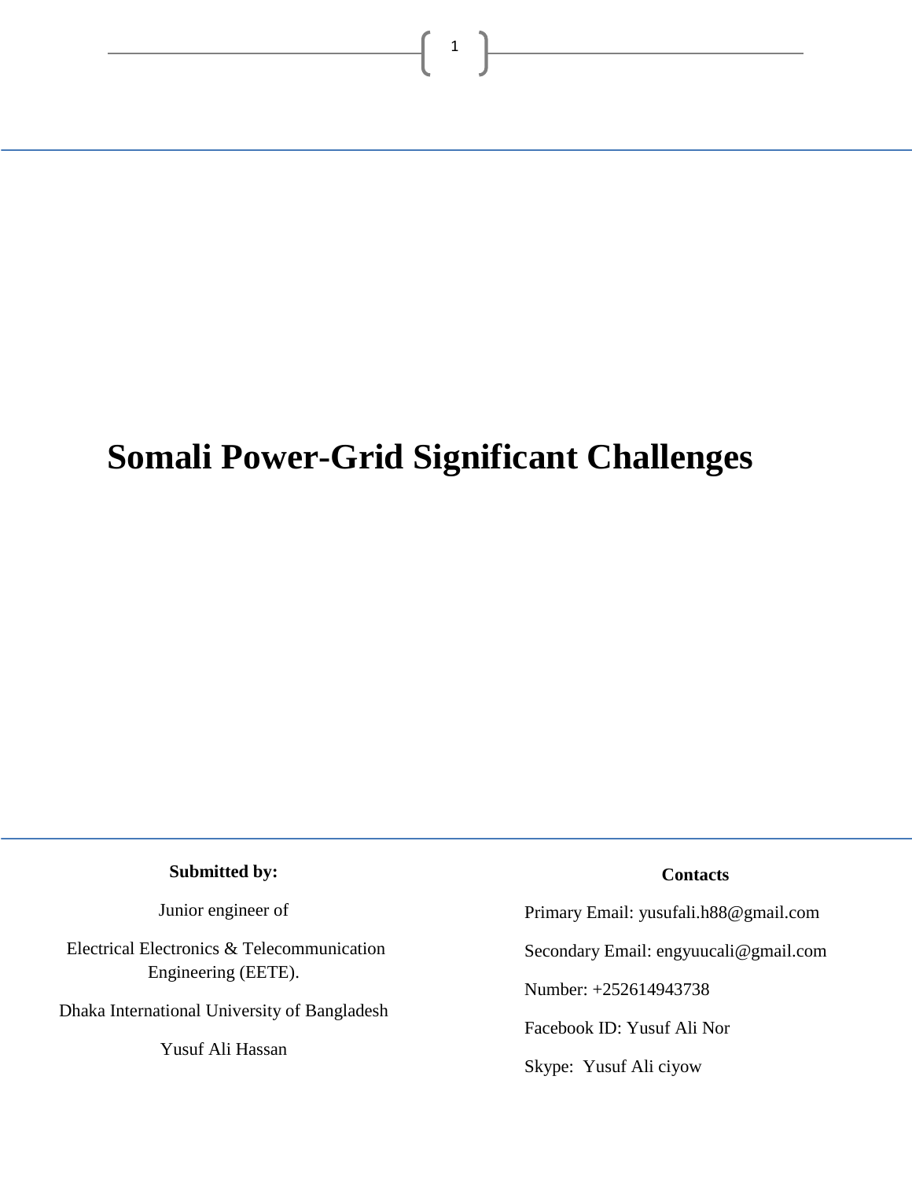# Somali Power-Grid Significant Challenges

**Submitted by:**

Junior engineer of

Electrical Electronics & Telecommunication Engineering (EETE).

Dhaka International University of Bangladesh

Yusuf Ali Hassan

**Contacts**

Primary Email: yusufali.h88@gmail.com

Secondary Email: engyuucali@gmail.com

Number: +252614943738

Facebook ID: Yusuf Ali Nor

Skype: Yusuf Ali ciyow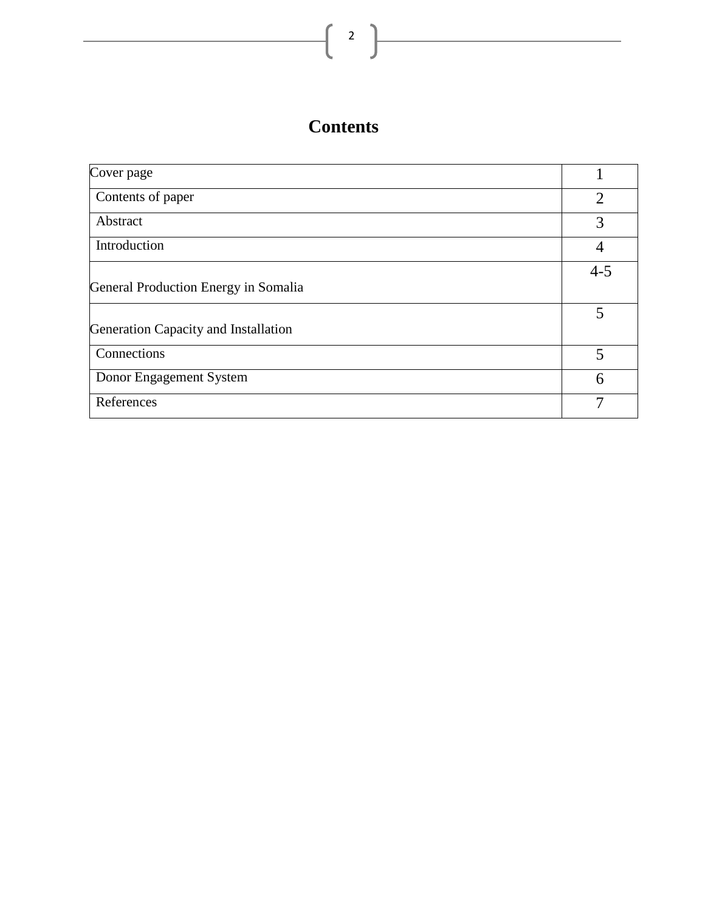# Contents

| | |
|---|---|
| Cover page | 1 |
| Contents of paper | 2 |
| Abstract | 3 |
| Introduction | 4 |
| General Production Energy in Somalia | 4-5 |
| Generation Capacity and Installation | 5 |
| Connections | 5 |
| Donor Engagement System | 6 |
| References | 7 |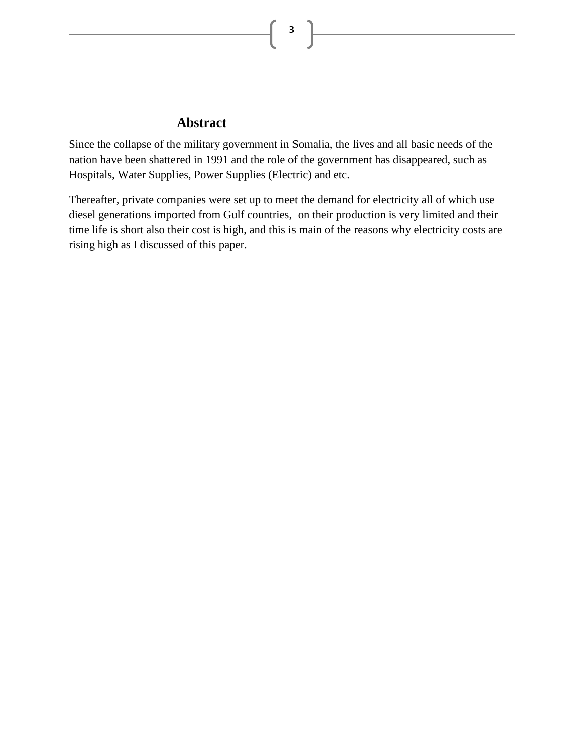## Abstract

Since the collapse of the military government in Somalia, the lives and all basic needs of the nation have been shattered in 1991 and the role of the government has disappeared, such as Hospitals, Water Supplies, Power Supplies (Electric) and etc.

Thereafter, private companies were set up to meet the demand for electricity all of which use diesel generations imported from Gulf countries, on their production is very limited and their time life is short also their cost is high, and this is main of the reasons why electricity costs are rising high as I discussed of this paper.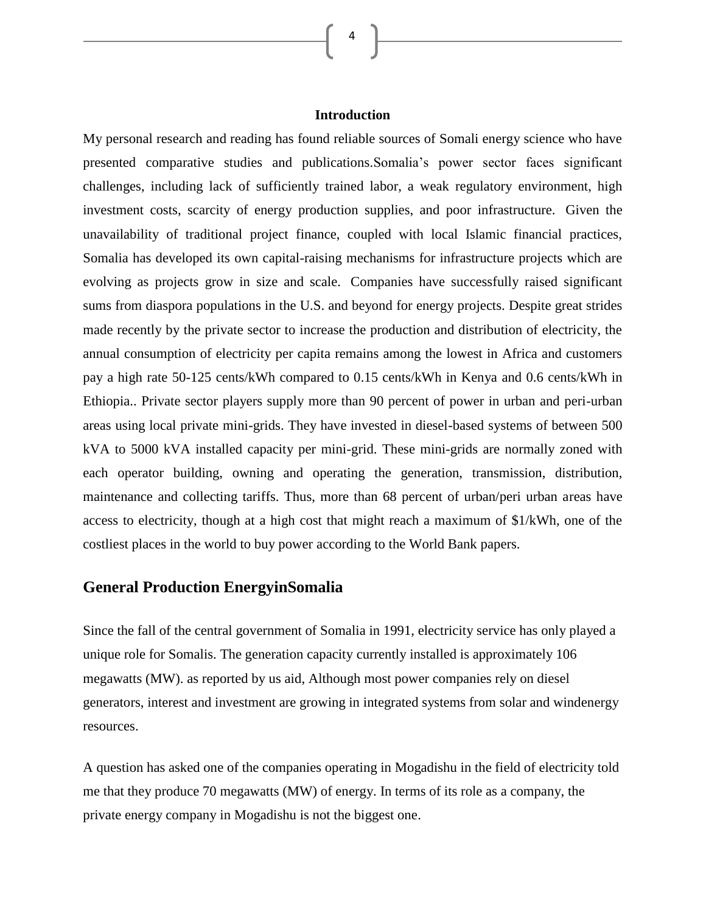**Introduction**

My personal research and reading has found reliable sources of Somali energy science who have presented comparative studies and publications.Somalia's power sector faces significant challenges, including lack of sufficiently trained labor, a weak regulatory environment, high investment costs, scarcity of energy production supplies, and poor infrastructure. Given the unavailability of traditional project finance, coupled with local Islamic financial practices, Somalia has developed its own capital-raising mechanisms for infrastructure projects which are evolving as projects grow in size and scale. Companies have successfully raised significant sums from diaspora populations in the U.S. and beyond for energy projects. Despite great strides made recently by the private sector to increase the production and distribution of electricity, the annual consumption of electricity per capita remains among the lowest in Africa and customers pay a high rate 50-125 cents/kWh compared to 0.15 cents/kWh in Kenya and 0.6 cents/kWh in Ethiopia.. Private sector players supply more than 90 percent of power in urban and peri-urban areas using local private mini-grids. They have invested in diesel-based systems of between 500 kVA to 5000 kVA installed capacity per mini-grid. These mini-grids are normally zoned with each operator building, owning and operating the generation, transmission, distribution, maintenance and collecting tariffs. Thus, more than 68 percent of urban/peri urban areas have access to electricity, though at a high cost that might reach a maximum of $1/kWh, one of the costliest places in the world to buy power according to the World Bank papers.

## General Production EnergyinSomalia

Since the fall of the central government of Somalia in 1991, electricity service has only played a unique role for Somalis. The generation capacity currently installed is approximately 106 megawatts (MW). as reported by us aid, Although most power companies rely on diesel generators, interest and investment are growing in integrated systems from solar and windenergy resources.

A question has asked one of the companies operating in Mogadishu in the field of electricity told me that they produce 70 megawatts (MW) of energy. In terms of its role as a company, the private energy company in Mogadishu is not the biggest one.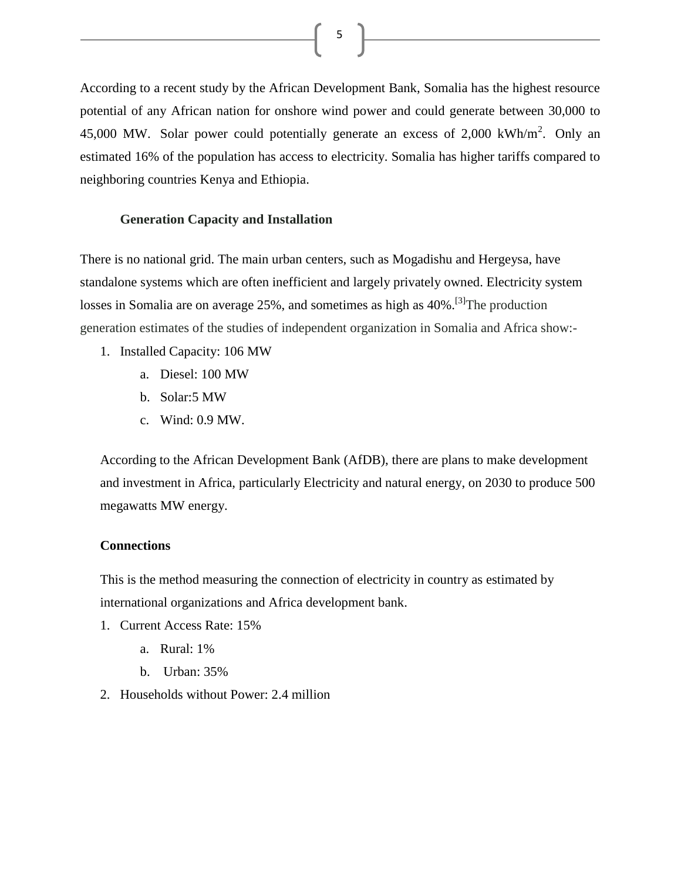According to a recent study by the African Development Bank, Somalia has the highest resource potential of any African nation for onshore wind power and could generate between 30,000 to 45,000 MW. Solar power could potentially generate an excess of 2,000 $kWh/m^2$. Only an estimated 16% of the population has access to electricity. Somalia has higher tariffs compared to neighboring countries Kenya and Ethiopia.

### Generation Capacity and Installation

There is no national grid. The main urban centers, such as Mogadishu and Hergeysa, have standalone systems which are often inefficient and largely privately owned. Electricity system losses in Somalia are on average 25%, and sometimes as high as 40%.[3] The production generation estimates of the studies of independent organization in Somalia and Africa show:-

1. Installed Capacity: 106 MW
    a. Diesel: 100 MW
    b. Solar:5 MW
    c. Wind: 0.9 MW.

According to the African Development Bank (AfDB), there are plans to make development and investment in Africa, particularly Electricity and natural energy, on 2030 to produce 500 megawatts MW energy.

### Connections

This is the method measuring the connection of electricity in country as estimated by international organizations and Africa development bank.

1. Current Access Rate: 15%
    a. Rural: 1%
    b. Urban: 35%
2. Households without Power: 2.4 million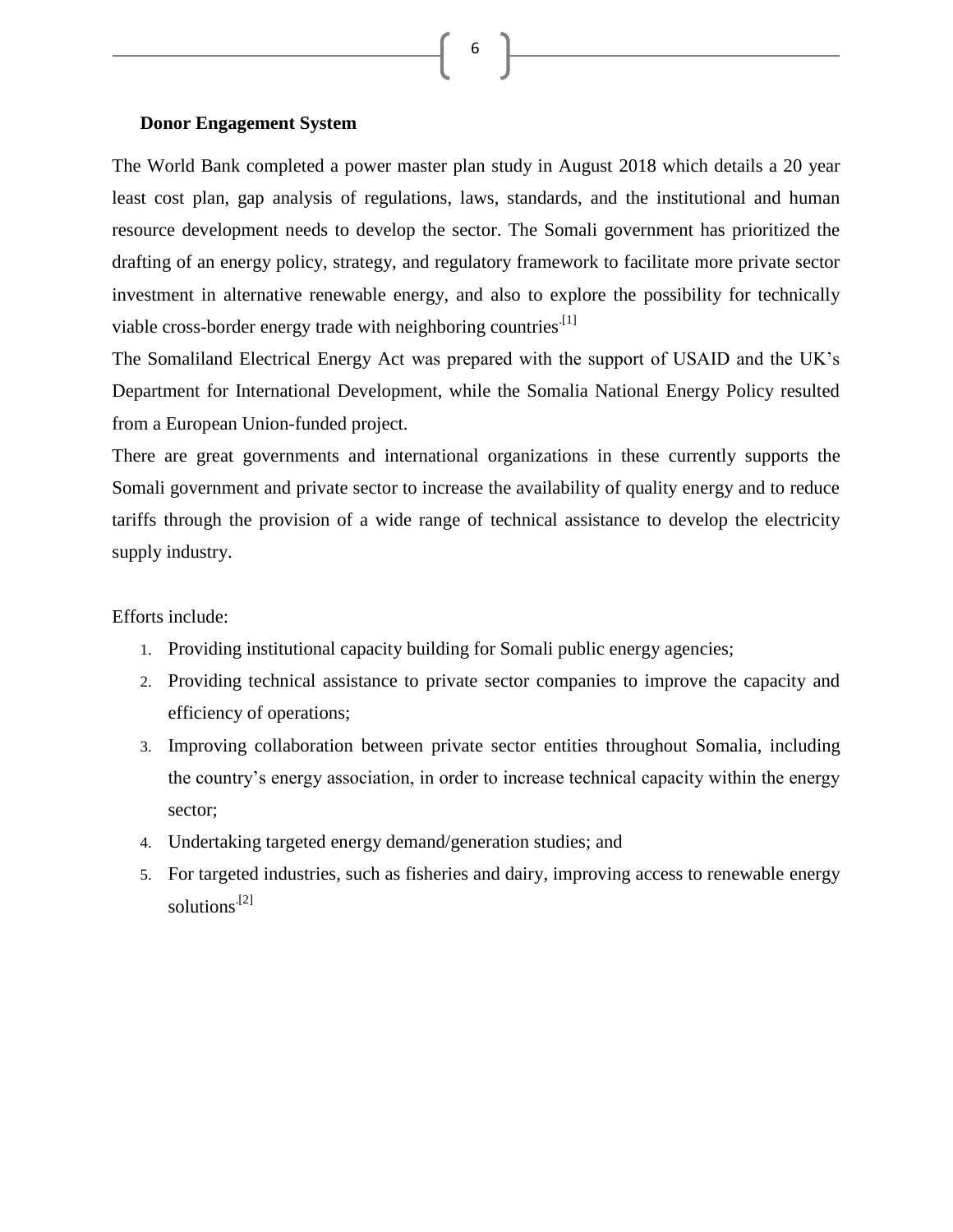**Donor Engagement System**

The World Bank completed a power master plan study in August 2018 which details a 20 year least cost plan, gap analysis of regulations, laws, standards, and the institutional and human resource development needs to develop the sector. The Somali government has prioritized the drafting of an energy policy, strategy, and regulatory framework to facilitate more private sector investment in alternative renewable energy, and also to explore the possibility for technically viable cross-border energy trade with neighboring countries.[1]

The Somaliland Electrical Energy Act was prepared with the support of USAID and the UK's Department for International Development, while the Somalia National Energy Policy resulted from a European Union-funded project.

There are great governments and international organizations in these currently supports the Somali government and private sector to increase the availability of quality energy and to reduce tariffs through the provision of a wide range of technical assistance to develop the electricity supply industry.

Efforts include:

1. Providing institutional capacity building for Somali public energy agencies;
2. Providing technical assistance to private sector companies to improve the capacity and efficiency of operations;
3. Improving collaboration between private sector entities throughout Somalia, including the country's energy association, in order to increase technical capacity within the energy sector;
4. Undertaking targeted energy demand/generation studies; and
5. For targeted industries, such as fisheries and dairy, improving access to renewable energy solutions.[2]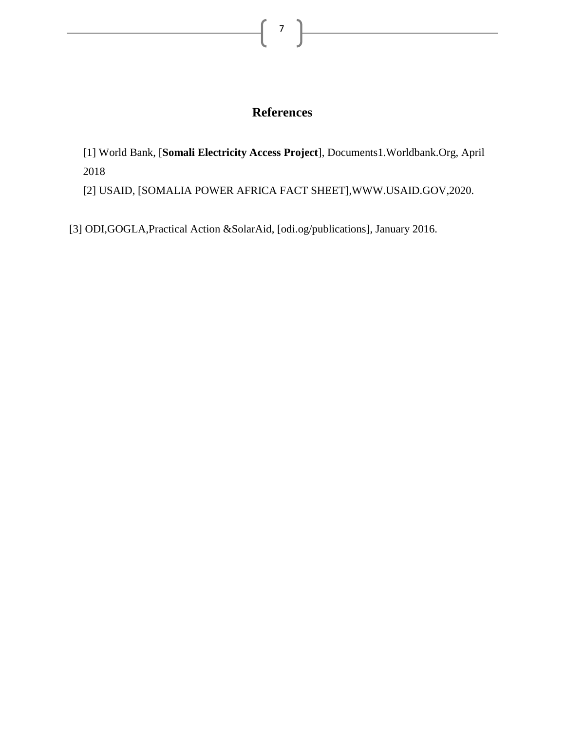# References

[1] World Bank, [**Somali Electricity Access Project**], Documents1.Worldbank.Org, April 2018

[2] USAID, [SOMALIA POWER AFRICA FACT SHEET],WWW.USAID.GOV,2020.

[3] ODI,GOGLA,Practical Action &SolarAid, [odi.og/publications], January 2016.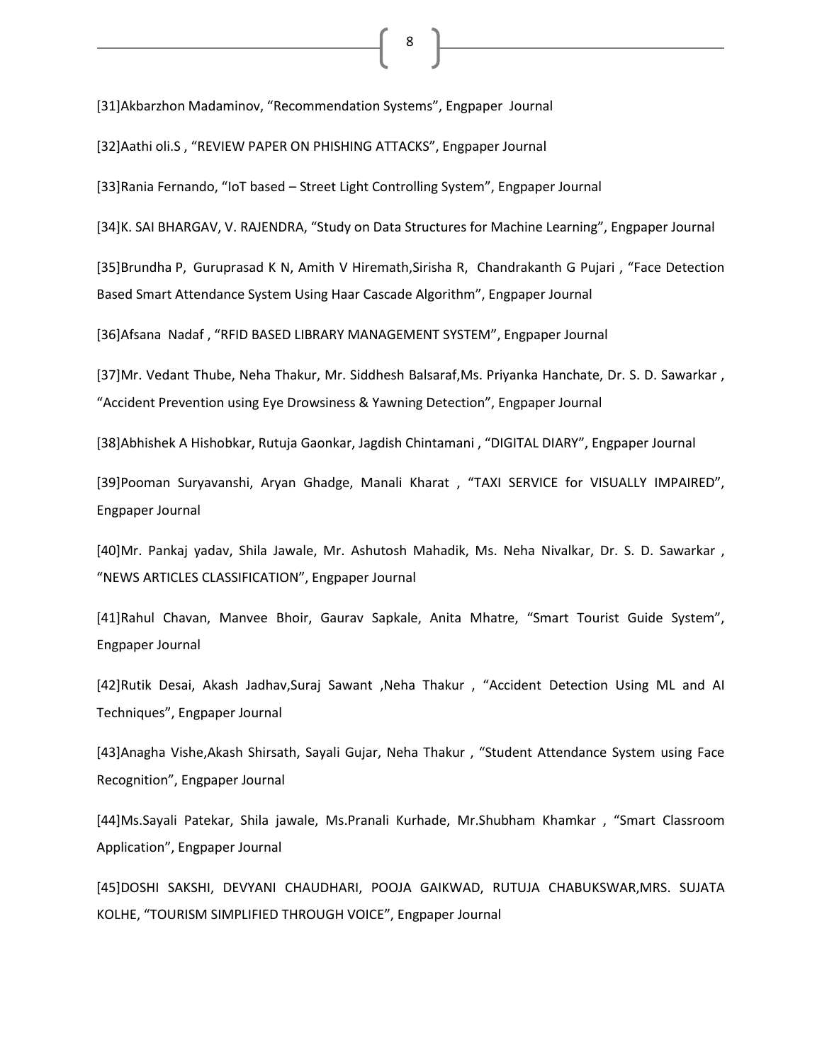[31]Akbarzhon Madaminov, "Recommendation Systems", Engpaper Journal

[32]Aathi oli.S , "REVIEW PAPER ON PHISHING ATTACKS", Engpaper Journal

[33]Rania Fernando, "IoT based – Street Light Controlling System", Engpaper Journal

[34]K. SAI BHARGAV, V. RAJENDRA, "Study on Data Structures for Machine Learning", Engpaper Journal

[35]Brundha P, Guruprasad K N, Amith V Hiremath,Sirisha R, Chandrakanth G Pujari , "Face Detection Based Smart Attendance System Using Haar Cascade Algorithm", Engpaper Journal

[36]Afsana Nadaf , "RFID BASED LIBRARY MANAGEMENT SYSTEM", Engpaper Journal

[37]Mr. Vedant Thube, Neha Thakur, Mr. Siddhesh Balsaraf,Ms. Priyanka Hanchate, Dr. S. D. Sawarkar , "Accident Prevention using Eye Drowsiness & Yawning Detection", Engpaper Journal

[38]Abhishek A Hishobkar, Rutuja Gaonkar, Jagdish Chintamani , "DIGITAL DIARY", Engpaper Journal

[39]Pooman Suryavanshi, Aryan Ghadge, Manali Kharat , "TAXI SERVICE for VISUALLY IMPAIRED", Engpaper Journal

[40]Mr. Pankaj yadav, Shila Jawale, Mr. Ashutosh Mahadik, Ms. Neha Nivalkar, Dr. S. D. Sawarkar , "NEWS ARTICLES CLASSIFICATION", Engpaper Journal

[41]Rahul Chavan, Manvee Bhoir, Gaurav Sapkale, Anita Mhatre, "Smart Tourist Guide System", Engpaper Journal

[42]Rutik Desai, Akash Jadhav,Suraj Sawant ,Neha Thakur , "Accident Detection Using ML and AI Techniques", Engpaper Journal

[43]Anagha Vishe,Akash Shirsath, Sayali Gujar, Neha Thakur , "Student Attendance System using Face Recognition", Engpaper Journal

[44]Ms.Sayali Patekar, Shila jawale, Ms.Pranali Kurhade, Mr.Shubham Khamkar , "Smart Classroom Application", Engpaper Journal

[45]DOSHI SAKSHI, DEVYANI CHAUDHARI, POOJA GAIKWAD, RUTUJA CHABUKSWAR,MRS. SUJATA KOLHE, "TOURISM SIMPLIFIED THROUGH VOICE", Engpaper Journal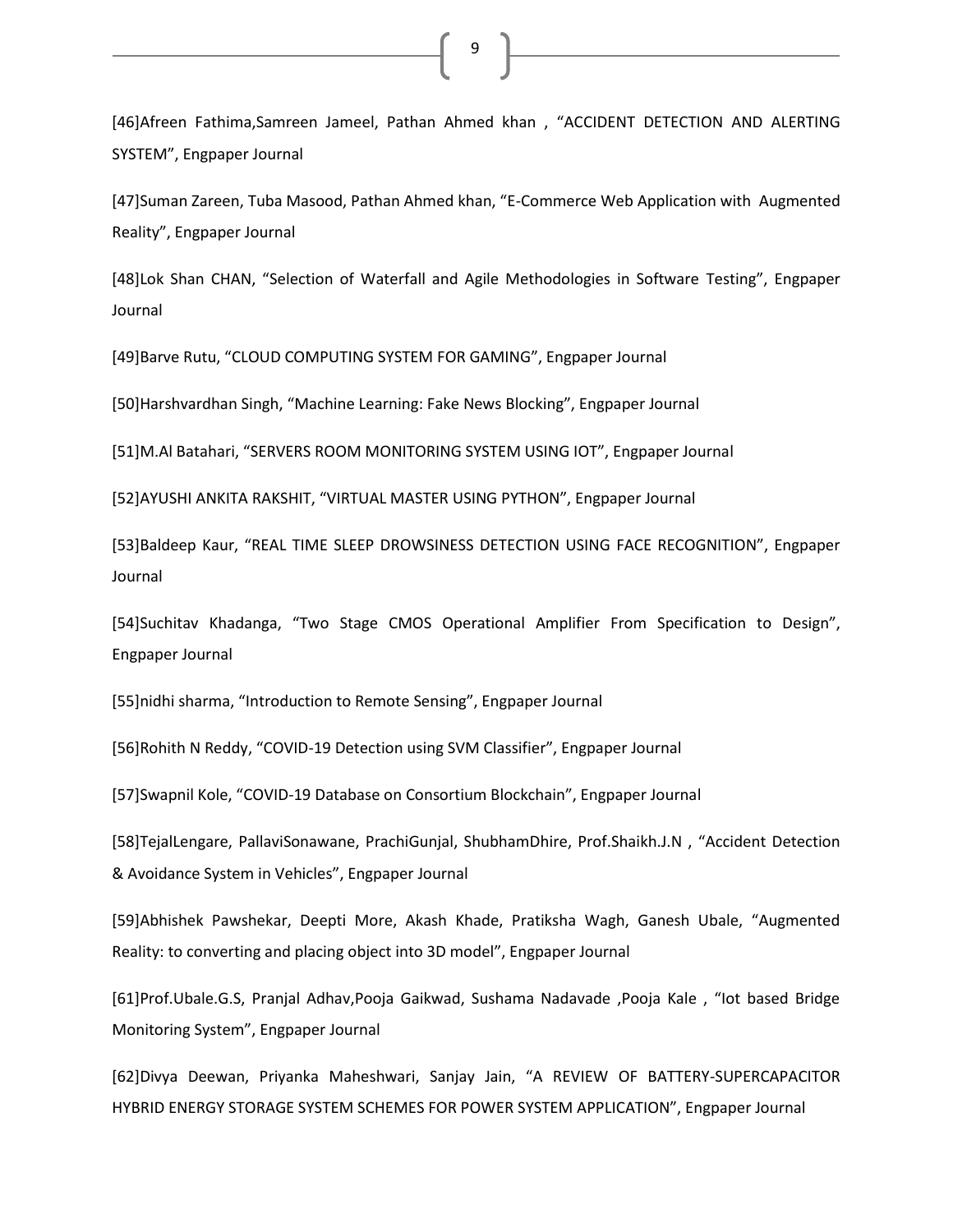[46]Afreen Fathima,Samreen Jameel, Pathan Ahmed khan , "ACCIDENT DETECTION AND ALERTING SYSTEM", Engpaper Journal

[47]Suman Zareen, Tuba Masood, Pathan Ahmed khan, "E-Commerce Web Application with Augmented Reality", Engpaper Journal

[48]Lok Shan CHAN, "Selection of Waterfall and Agile Methodologies in Software Testing", Engpaper Journal

[49]Barve Rutu, "CLOUD COMPUTING SYSTEM FOR GAMING", Engpaper Journal

[50]Harshvardhan Singh, "Machine Learning: Fake News Blocking", Engpaper Journal

[51]M.Al Batahari, "SERVERS ROOM MONITORING SYSTEM USING IOT", Engpaper Journal

[52]AYUSHI ANKITA RAKSHIT, "VIRTUAL MASTER USING PYTHON", Engpaper Journal

[53]Baldeep Kaur, "REAL TIME SLEEP DROWSINESS DETECTION USING FACE RECOGNITION", Engpaper Journal

[54]Suchitav Khadanga, "Two Stage CMOS Operational Amplifier From Specification to Design", Engpaper Journal

[55]nidhi sharma, "Introduction to Remote Sensing", Engpaper Journal

[56]Rohith N Reddy, "COVID-19 Detection using SVM Classifier", Engpaper Journal

[57]Swapnil Kole, "COVID-19 Database on Consortium Blockchain", Engpaper Journal

[58]TejalLengare, PallaviSonawane, PrachiGunjal, ShubhamDhire, Prof.Shaikh.J.N , "Accident Detection & Avoidance System in Vehicles", Engpaper Journal

[59]Abhishek Pawshekar, Deepti More, Akash Khade, Pratiksha Wagh, Ganesh Ubale, "Augmented Reality: to converting and placing object into 3D model", Engpaper Journal

[61]Prof.Ubale.G.S, Pranjal Adhav,Pooja Gaikwad, Sushama Nadavade ,Pooja Kale , "Iot based Bridge Monitoring System", Engpaper Journal

[62]Divya Deewan, Priyanka Maheshwari, Sanjay Jain, "A REVIEW OF BATTERY-SUPERCAPACITOR HYBRID ENERGY STORAGE SYSTEM SCHEMES FOR POWER SYSTEM APPLICATION", Engpaper Journal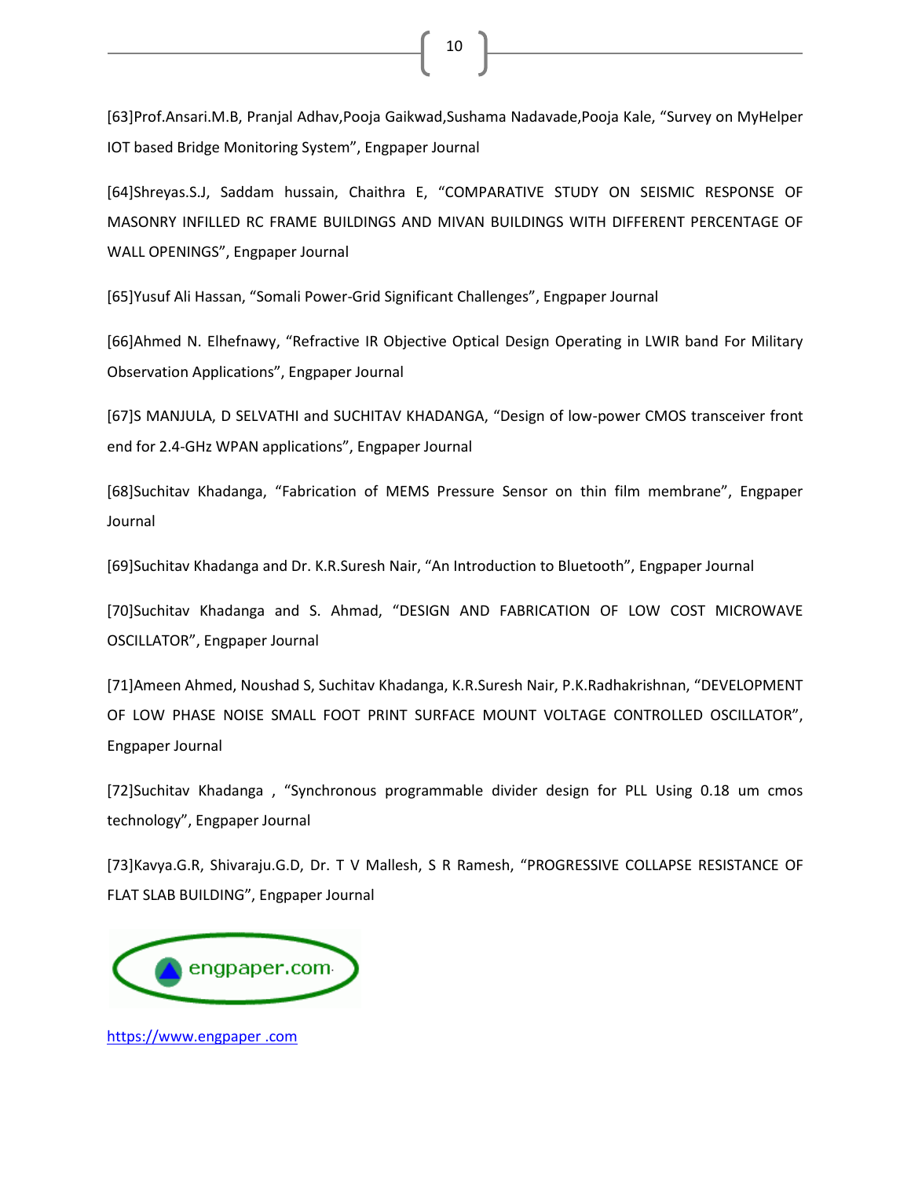[63]Prof.Ansari.M.B, Pranjal Adhav,Pooja Gaikwad,Sushama Nadavade,Pooja Kale, “Survey on MyHelper IOT based Bridge Monitoring System”, Engpaper Journal

[64]Shreyas.S.J, Saddam hussain, Chaithra E, “COMPARATIVE STUDY ON SEISMIC RESPONSE OF MASONRY INFILLED RC FRAME BUILDINGS AND MIVAN BUILDINGS WITH DIFFERENT PERCENTAGE OF WALL OPENINGS”, Engpaper Journal

[65]Yusuf Ali Hassan, “Somali Power-Grid Significant Challenges”, Engpaper Journal

[66]Ahmed N. Elhefnawy, “Refractive IR Objective Optical Design Operating in LWIR band For Military Observation Applications”, Engpaper Journal

[67]S MANJULA, D SELVATHI and SUCHITAV KHADANGA, “Design of low-power CMOS transceiver front end for 2.4-GHz WPAN applications”, Engpaper Journal

[68]Suchitav Khadanga, “Fabrication of MEMS Pressure Sensor on thin film membrane”, Engpaper Journal

[69]Suchitav Khadanga and Dr. K.R.Suresh Nair, “An Introduction to Bluetooth”, Engpaper Journal

[70]Suchitav Khadanga and S. Ahmad, “DESIGN AND FABRICATION OF LOW COST MICROWAVE OSCILLATOR”, Engpaper Journal

[71]Ameen Ahmed, Noushad S, Suchitav Khadanga, K.R.Suresh Nair, P.K.Radhakrishnan, “DEVELOPMENT OF LOW PHASE NOISE SMALL FOOT PRINT SURFACE MOUNT VOLTAGE CONTROLLED OSCILLATOR”, Engpaper Journal

[72]Suchitav Khadanga , “Synchronous programmable divider design for PLL Using 0.18 um cmos technology”, Engpaper Journal

[73]Kavya.G.R, Shivaraju.G.D, Dr. T V Mallesh, S R Ramesh, “PROGRESSIVE COLLAPSE RESISTANCE OF FLAT SLAB BUILDING”, Engpaper Journal

engpaper.com

https://www.engpaper .com